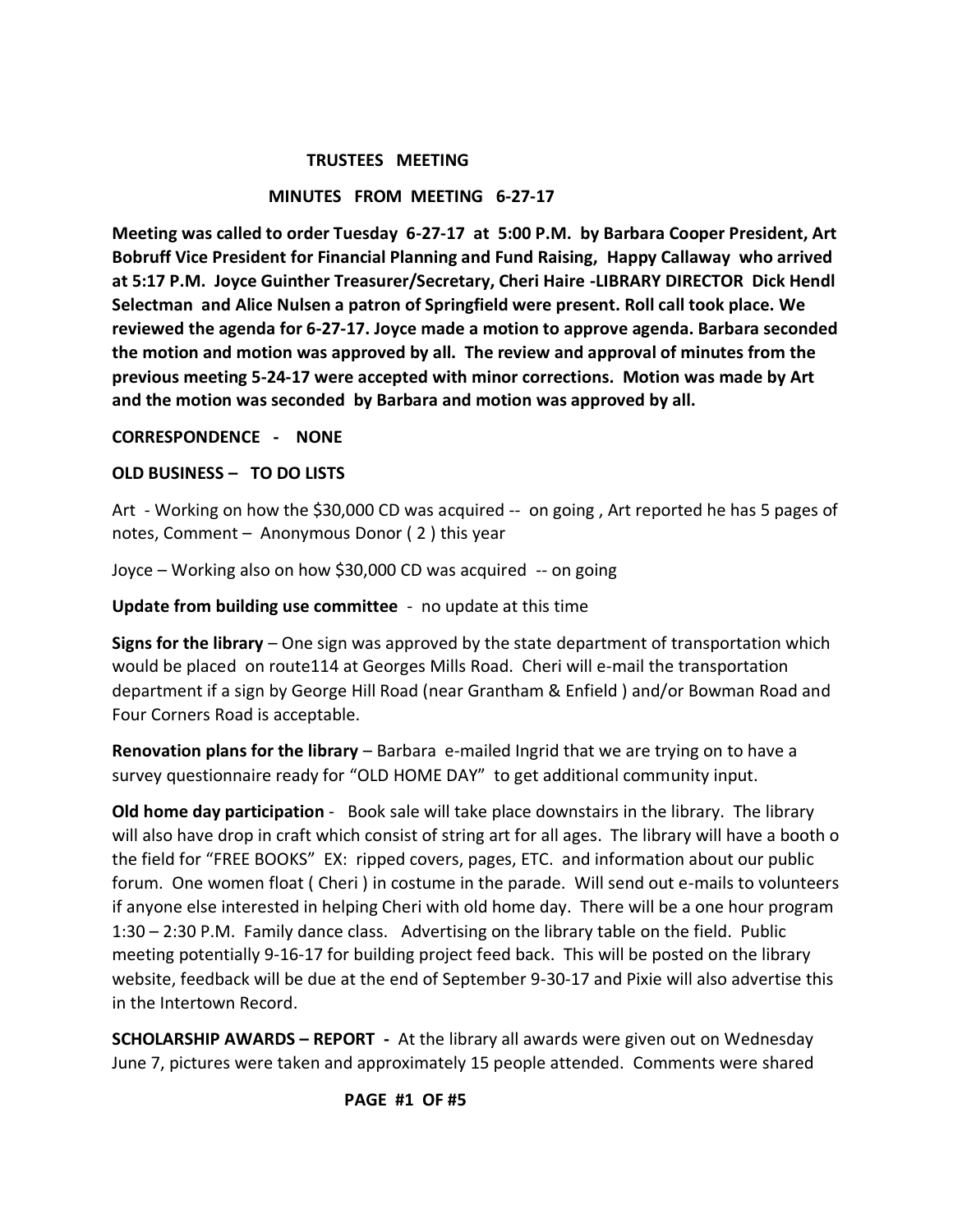**TRUSTEES MEETING**

**MINUTES FROM MEETING 6-27-17**

**Meeting was called to order Tuesday 6-27-17 at 5:00 P.M. by Barbara Cooper President, Art Bobruff Vice President for Financial Planning and Fund Raising, Happy Callaway who arrived at 5:17 P.M. Joyce Guinther Treasurer/Secretary, Cheri Haire -LIBRARY DIRECTOR Dick Hendl Selectman and Alice Nulsen a patron of Springfield were present. Roll call took place. We reviewed the agenda for 6-27-17. Joyce made a motion to approve agenda. Barbara seconded the motion and motion was approved by all. The review and approval of minutes from the previous meeting 5-24-17 were accepted with minor corrections. Motion was made by Art and the motion was seconded by Barbara and motion was approved by all.**

**CORRESPONDENCE - NONE**

**OLD BUSINESS – TO DO LISTS**

Art - Working on how the $30,000 CD was acquired -- on going , Art reported he has 5 pages of notes, Comment – Anonymous Donor ( 2 ) this year

Joyce – Working also on how $30,000 CD was acquired -- on going

**Update from building use committee** - no update at this time

**Signs for the library** – One sign was approved by the state department of transportation which would be placed on route114 at Georges Mills Road. Cheri will e-mail the transportation department if a sign by George Hill Road (near Grantham & Enfield ) and/or Bowman Road and Four Corners Road is acceptable.

**Renovation plans for the library** – Barbara e-mailed Ingrid that we are trying on to have a survey questionnaire ready for "OLD HOME DAY" to get additional community input.

**Old home day participation** - Book sale will take place downstairs in the library. The library will also have drop in craft which consist of string art for all ages. The library will have a booth o the field for "FREE BOOKS" EX: ripped covers, pages, ETC. and information about our public forum. One women float ( Cheri ) in costume in the parade. Will send out e-mails to volunteers if anyone else interested in helping Cheri with old home day. There will be a one hour program 1:30 – 2:30 P.M. Family dance class. Advertising on the library table on the field. Public meeting potentially 9-16-17 for building project feed back. This will be posted on the library website, feedback will be due at the end of September 9-30-17 and Pixie will also advertise this in the Intertown Record.

**SCHOLARSHIP AWARDS – REPORT -** At the library all awards were given out on Wednesday June 7, pictures were taken and approximately 15 people attended. Comments were shared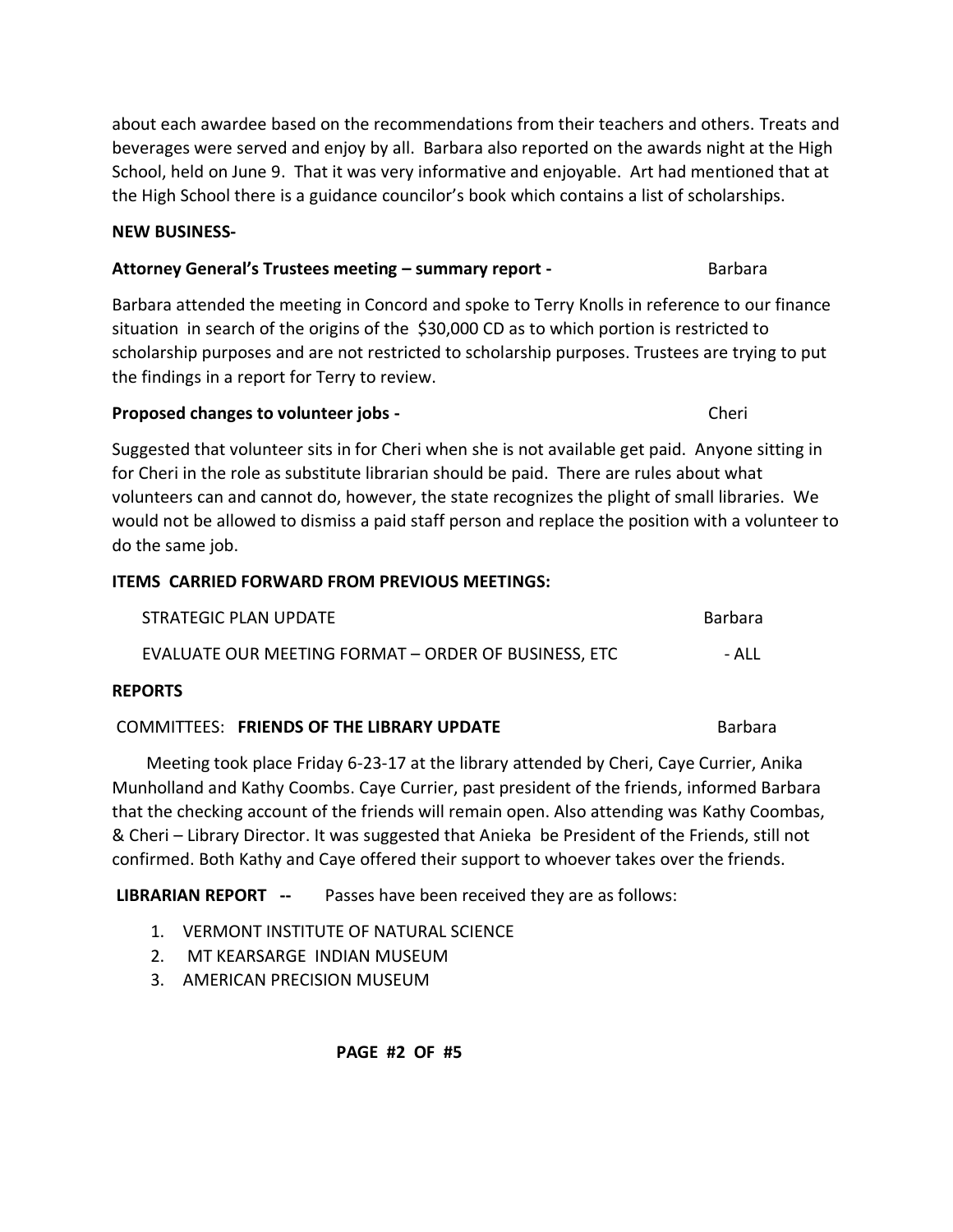about each awardee based on the recommendations from their teachers and others. Treats and beverages were served and enjoy by all. Barbara also reported on the awards night at the High School, held on June 9. That it was very informative and enjoyable. Art had mentioned that at the High School there is a guidance councilor's book which contains a list of scholarships.

**NEW BUSINESS-**

**Attorney General's Trustees meeting – summary report -** Barbara

Barbara attended the meeting in Concord and spoke to Terry Knolls in reference to our finance situation in search of the origins of the $30,000 CD as to which portion is restricted to scholarship purposes and are not restricted to scholarship purposes. Trustees are trying to put the findings in a report for Terry to review.

**Proposed changes to volunteer jobs -** Cheri

Suggested that volunteer sits in for Cheri when she is not available get paid. Anyone sitting in for Cheri in the role as substitute librarian should be paid. There are rules about what volunteers can and cannot do, however, the state recognizes the plight of small libraries. We would not be allowed to dismiss a paid staff person and replace the position with a volunteer to do the same job.

**ITEMS CARRIED FORWARD FROM PREVIOUS MEETINGS:**

STRATEGIC PLAN UPDATE Barbara

EVALUATE OUR MEETING FORMAT – ORDER OF BUSINESS, ETC - ALL

**REPORTS**

COMMITTEES: **FRIENDS OF THE LIBRARY UPDATE** Barbara

Meeting took place Friday 6-23-17 at the library attended by Cheri, Caye Currier, Anika Munholland and Kathy Coombs. Caye Currier, past president of the friends, informed Barbara that the checking account of the friends will remain open. Also attending was Kathy Coombas, & Cheri – Library Director. It was suggested that Anieka be President of the Friends, still not confirmed. Both Kathy and Caye offered their support to whoever takes over the friends.

**LIBRARIAN REPORT --** Passes have been received they are as follows:

1. VERMONT INSTITUTE OF NATURAL SCIENCE
2. MT KEARSARGE INDIAN MUSEUM
3. AMERICAN PRECISION MUSEUM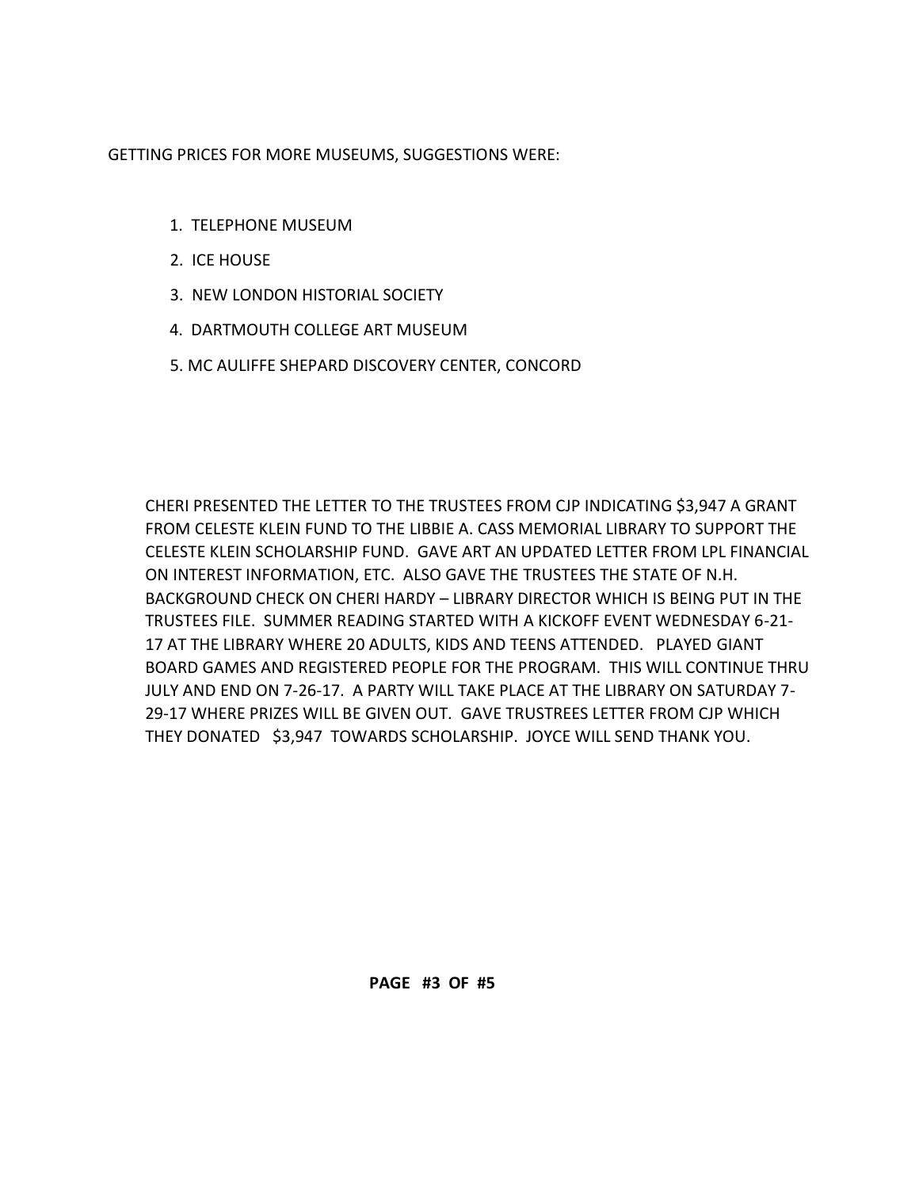GETTING PRICES FOR MORE MUSEUMS, SUGGESTIONS WERE:

1. TELEPHONE MUSEUM
2. ICE HOUSE
3. NEW LONDON HISTORIAL SOCIETY
4. DARTMOUTH COLLEGE ART MUSEUM
5. MC AULIFFE SHEPARD DISCOVERY CENTER, CONCORD

CHERI PRESENTED THE LETTER TO THE TRUSTEES FROM CJP INDICATING $3,947 A GRANT FROM CELESTE KLEIN FUND TO THE LIBBIE A. CASS MEMORIAL LIBRARY TO SUPPORT THE CELESTE KLEIN SCHOLARSHIP FUND. GAVE ART AN UPDATED LETTER FROM LPL FINANCIAL ON INTEREST INFORMATION, ETC. ALSO GAVE THE TRUSTEES THE STATE OF N.H. BACKGROUND CHECK ON CHERI HARDY – LIBRARY DIRECTOR WHICH IS BEING PUT IN THE TRUSTEES FILE. SUMMER READING STARTED WITH A KICKOFF EVENT WEDNESDAY 6-21-17 AT THE LIBRARY WHERE 20 ADULTS, KIDS AND TEENS ATTENDED. PLAYED GIANT BOARD GAMES AND REGISTERED PEOPLE FOR THE PROGRAM. THIS WILL CONTINUE THRU JULY AND END ON 7-26-17. A PARTY WILL TAKE PLACE AT THE LIBRARY ON SATURDAY 7-29-17 WHERE PRIZES WILL BE GIVEN OUT. GAVE TRUSTREES LETTER FROM CJP WHICH THEY DONATED $3,947 TOWARDS SCHOLARSHIP. JOYCE WILL SEND THANK YOU.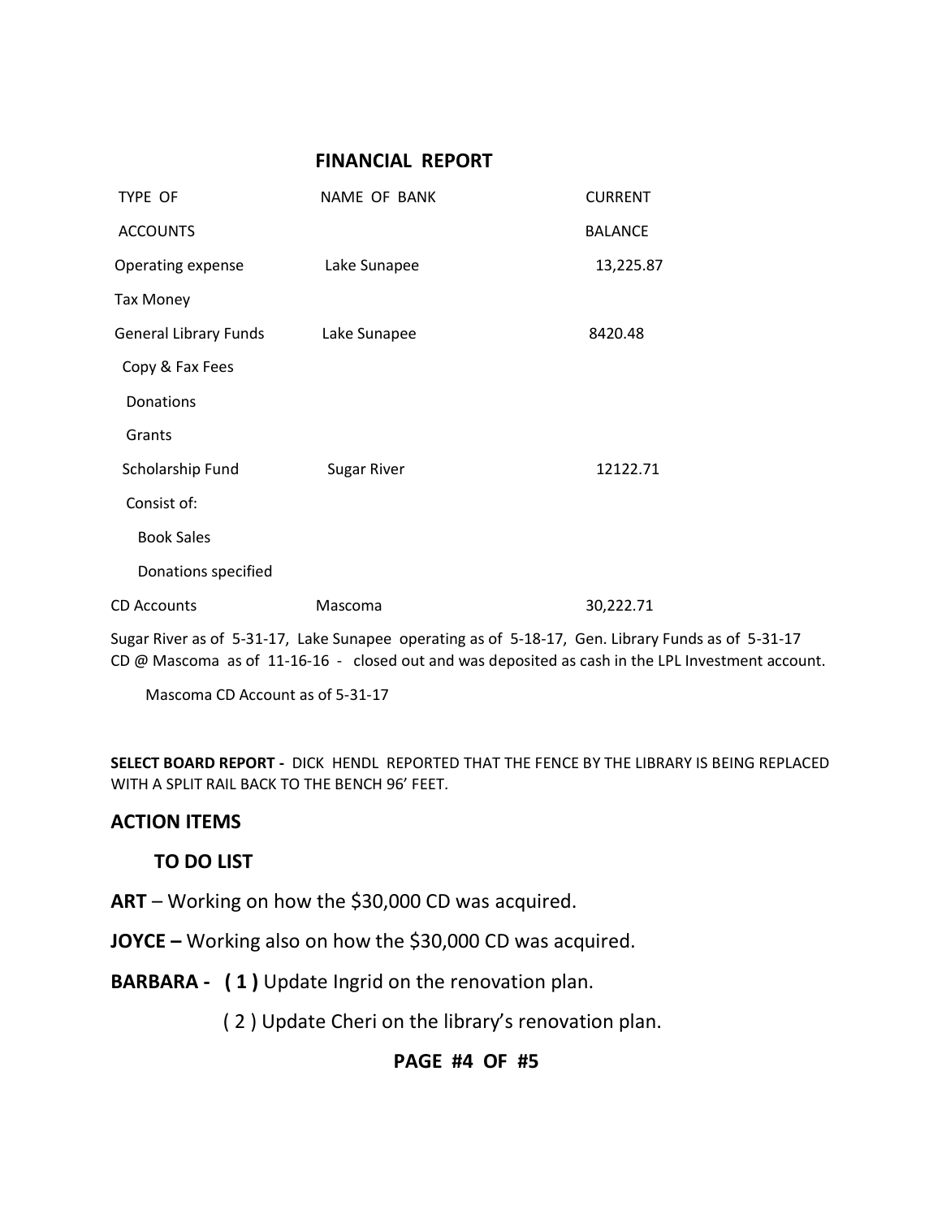## FINANCIAL REPORT

| TYPE OF ACCOUNTS | NAME OF BANK | CURRENT BALANCE |
|---|---|---|
| Operating expense | Lake Sunapee | 13,225.87 |
| Tax Money | | |
| General Library Funds | Lake Sunapee | 8420.48 |
| Copy & Fax Fees | | |
| Donations | | |
| Grants | | |
| Scholarship Fund | Sugar River | 12122.71 |
| Consist of: | | |
| Book Sales | | |
| Donations specified | | |
| CD Accounts | Mascoma | 30,222.71 |

Sugar River as of 5-31-17, Lake Sunapee operating as of 5-18-17, Gen. Library Funds as of 5-31-17
CD @ Mascoma as of 11-16-16 - closed out and was deposited as cash in the LPL Investment account.

Mascoma CD Account as of 5-31-17

**SELECT BOARD REPORT -** DICK HENDL REPORTED THAT THE FENCE BY THE LIBRARY IS BEING REPLACED WITH A SPLIT RAIL BACK TO THE BENCH 96' FEET.

## ACTION ITEMS

### TO DO LIST

**ART** – Working on how the $30,000 CD was acquired.

**JOYCE –** Working also on how the $30,000 CD was acquired.

**BARBARA - ( 1 )** Update Ingrid on the renovation plan.

( 2 ) Update Cheri on the library's renovation plan.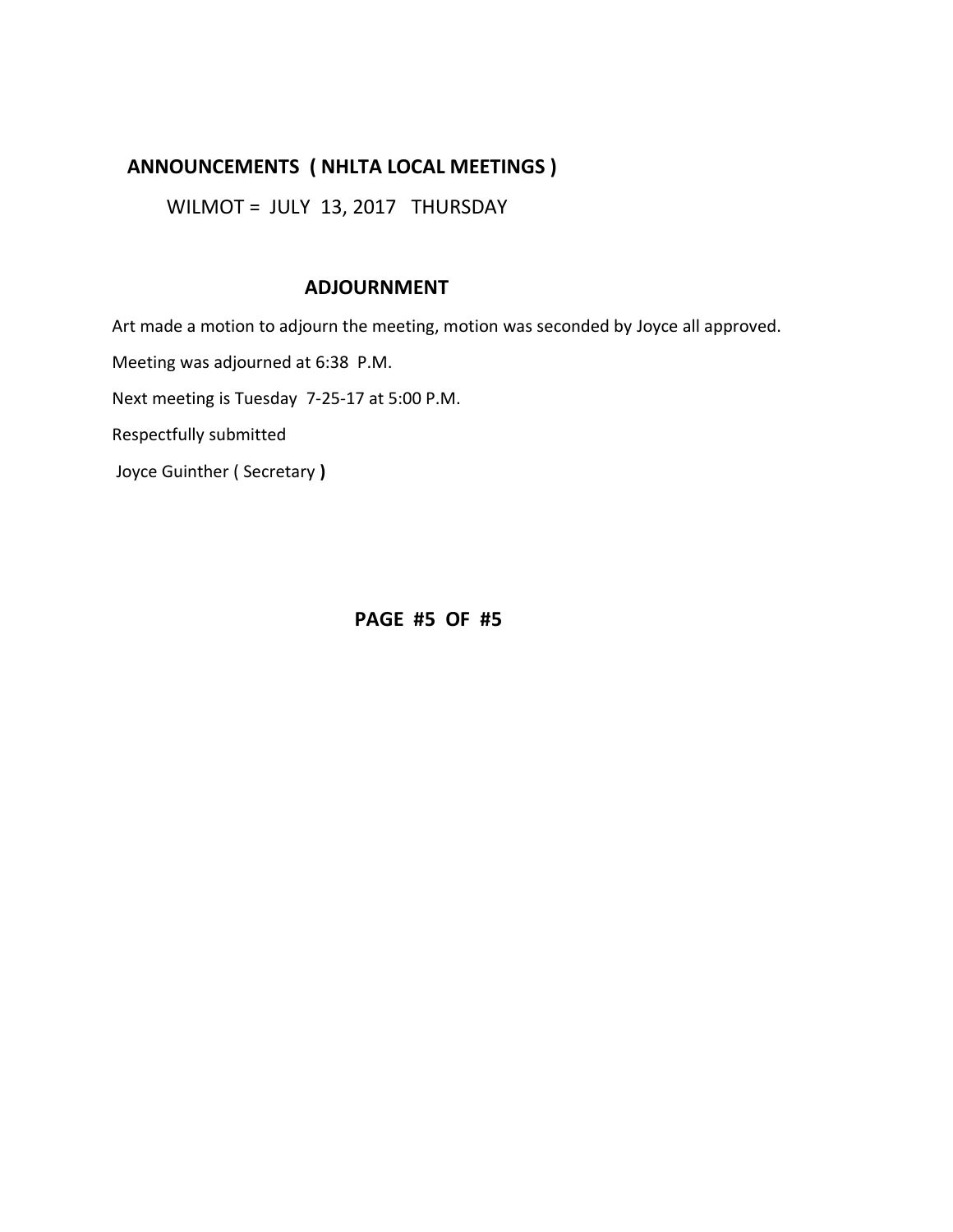## ANNOUNCEMENTS ( NHLTA LOCAL MEETINGS )

WILMOT = JULY 13, 2017 THURSDAY

## ADJOURNMENT

Art made a motion to adjourn the meeting, motion was seconded by Joyce all approved.

Meeting was adjourned at 6:38 P.M.

Next meeting is Tuesday 7-25-17 at 5:00 P.M.

Respectfully submitted

Joyce Guinther ( Secretary )